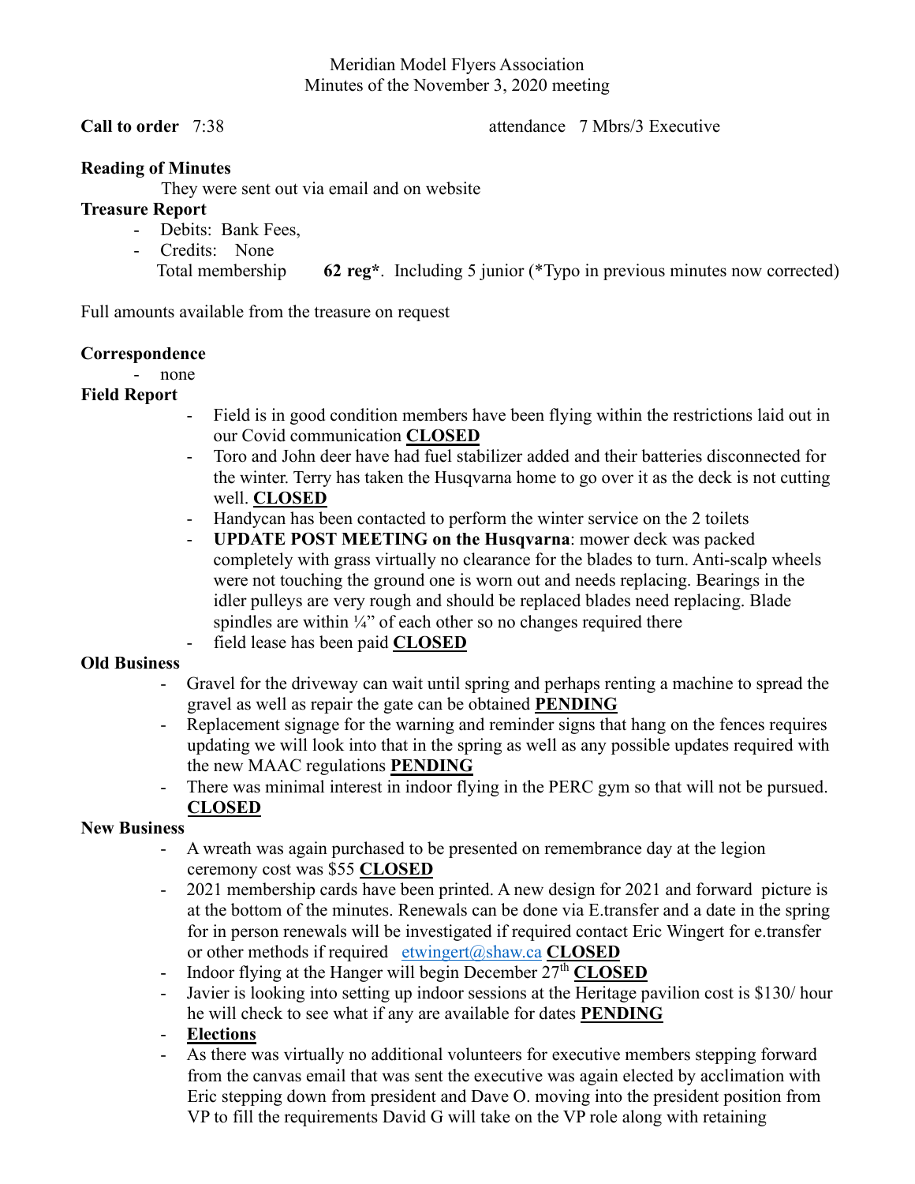Meridian Model Flyers Association
Minutes of the November 3, 2020 meeting

**Call to order** 7:38 attendance 7 Mbrs/3 Executive

**Reading of Minutes**

They were sent out via email and on website

**Treasure Report**

- Debits: Bank Fees,
- Credits: None

  Total membership **62 reg***. Including 5 junior (*Typo in previous minutes now corrected)

Full amounts available from the treasure on request

**Correspondence**

- none

**Field Report**

- Field is in good condition members have been flying within the restrictions laid out in our Covid communication **CLOSED**
- Toro and John deer have had fuel stabilizer added and their batteries disconnected for the winter. Terry has taken the Husqvarna home to go over it as the deck is not cutting well. **CLOSED**
- Handycan has been contacted to perform the winter service on the 2 toilets
- **UPDATE POST MEETING on the Husqvarna**: mower deck was packed completely with grass virtually no clearance for the blades to turn. Anti-scalp wheels were not touching the ground one is worn out and needs replacing. Bearings in the idler pulleys are very rough and should be replaced blades need replacing. Blade spindles are within ¼" of each other so no changes required there
- field lease has been paid **CLOSED**

**Old Business**

- Gravel for the driveway can wait until spring and perhaps renting a machine to spread the gravel as well as repair the gate can be obtained **PENDING**
- Replacement signage for the warning and reminder signs that hang on the fences requires updating we will look into that in the spring as well as any possible updates required with the new MAAC regulations **PENDING**
- There was minimal interest in indoor flying in the PERC gym so that will not be pursued. **CLOSED**

**New Business**

- A wreath was again purchased to be presented on remembrance day at the legion ceremony cost was $55 **CLOSED**
- 2021 membership cards have been printed. A new design for 2021 and forward picture is at the bottom of the minutes. Renewals can be done via E.transfer and a date in the spring for in person renewals will be investigated if required contact Eric Wingert for e.transfer or other methods if required [etwingert@shaw.ca](mailto:etwingert@shaw.ca) **CLOSED**
- Indoor flying at the Hanger will begin December 27th **CLOSED**
- Javier is looking into setting up indoor sessions at the Heritage pavilion cost is $130/ hour he will check to see what if any are available for dates **PENDING**
- **Elections**
- As there was virtually no additional volunteers for executive members stepping forward from the canvas email that was sent the executive was again elected by acclimation with Eric stepping down from president and Dave O. moving into the president position from VP to fill the requirements David G will take on the VP role along with retaining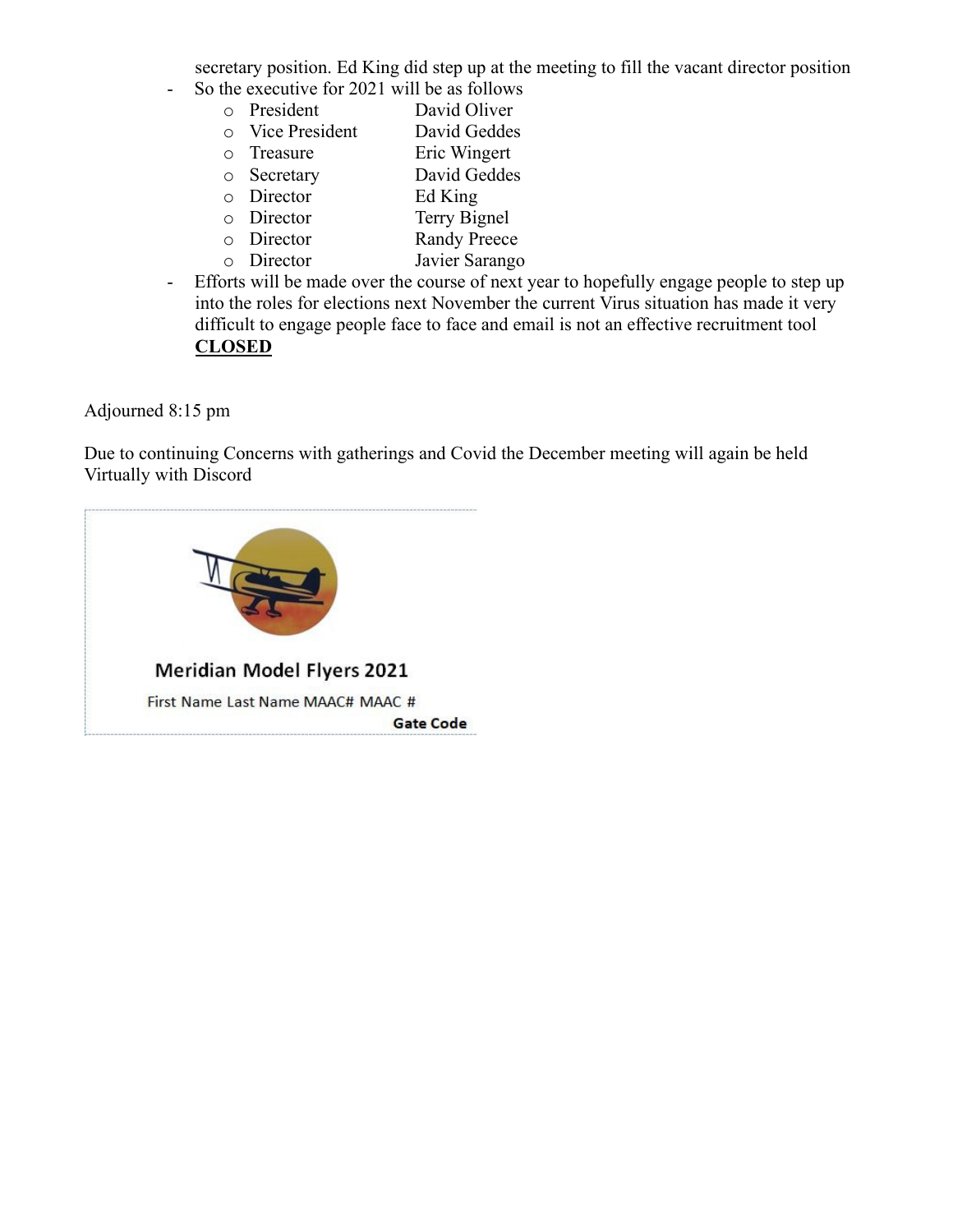secretary position. Ed King did step up at the meeting to fill the vacant director position

- So the executive for 2021 will be as follows
    - President David Oliver
    - Vice President David Geddes
    - Treasure Eric Wingert
    - Secretary David Geddes
    - Director Ed King
    - Director Terry Bignel
    - Director Randy Preece
    - Director Javier Sarango
- Efforts will be made over the course of next year to hopefully engage people to step up into the roles for elections next November the current Virus situation has made it very difficult to engage people face to face and email is not an effective recruitment tool **CLOSED**

Adjourned 8:15 pm

Due to continuing Concerns with gatherings and Covid the December meeting will again be held Virtually with Discord

**Meridian Model Flyers 2021**

First Name Last Name MAAC# MAAC #

**Gate Code**